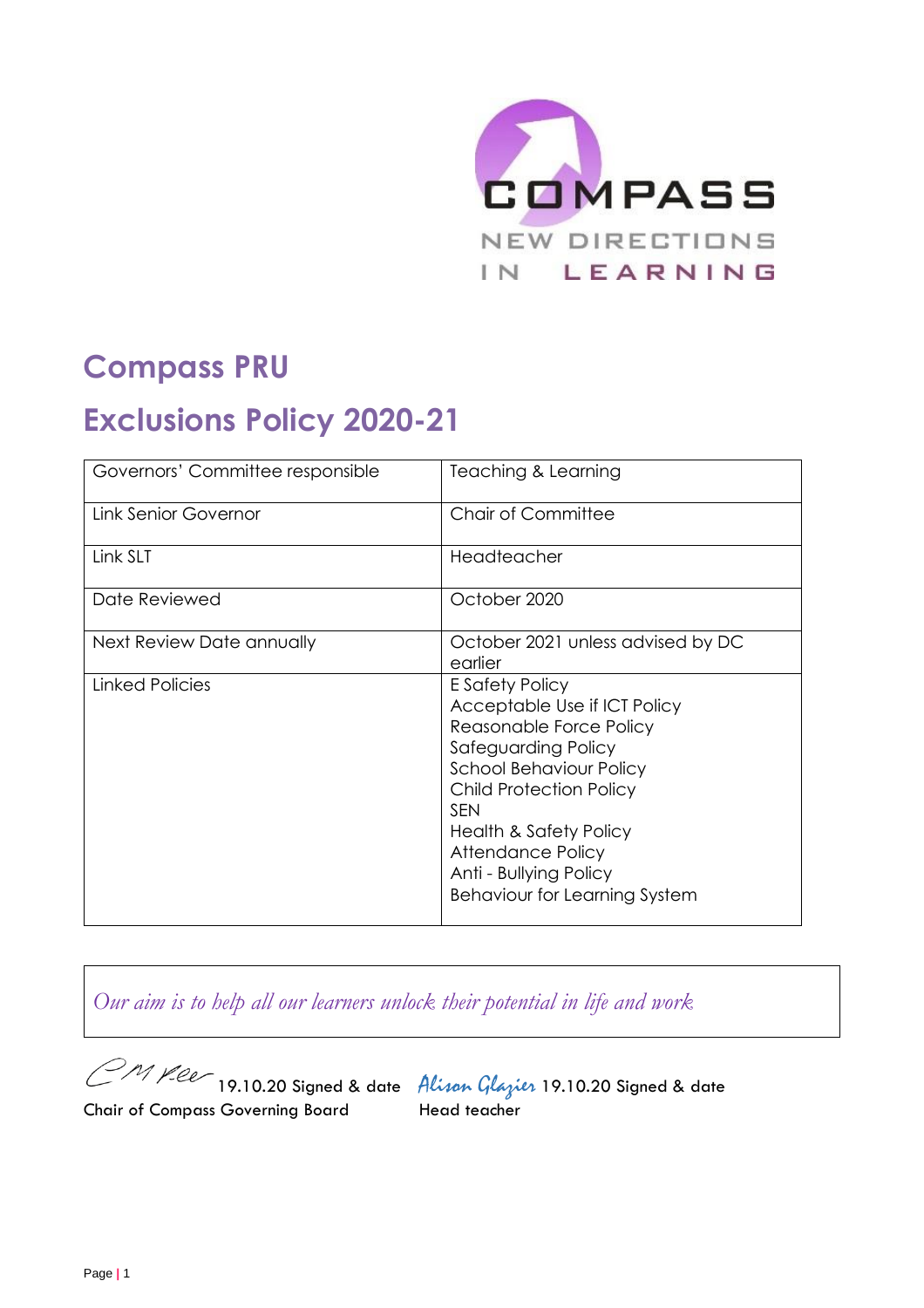COMPASS

NEW DIRECTIONS IN LEARNING

# Compass PRU

# Exclusions Policy 2020-21

| Governors' Committee responsible | Teaching & Learning |
|---|---|
| Link Senior Governor | Chair of Committee |
| Link SLT | Headteacher |
| Date Reviewed | October 2020 |
| Next Review Date annually | October 2021 unless advised by DC earlier |
| Linked Policies | E Safety Policy<br>Acceptable Use if ICT Policy<br>Reasonable Force Policy<br>Safeguarding Policy<br>School Behaviour Policy<br>Child Protection Policy<br>SEN<br>Health & Safety Policy<br>Attendance Policy<br>Anti - Bullying Policy<br>Behaviour for Learning System |

*Our aim is to help all our learners unlock their potential in life and work*

C M Fee 19.10.20 Signed & date
Chair of Compass Governing Board

Alison Glazier 19.10.20 Signed & date
Head teacher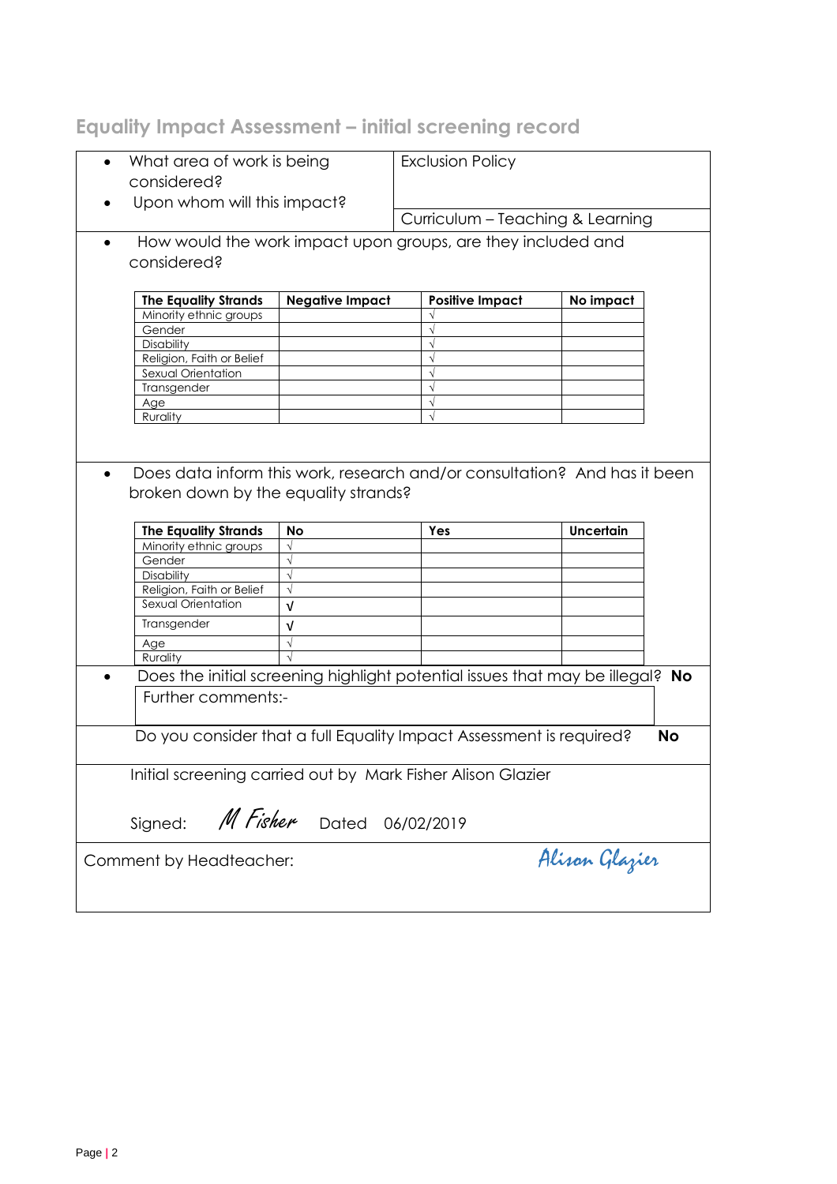## Equality Impact Assessment – initial screening record

- What area of work is being considered?
- Upon whom will this impact?

Exclusion Policy

Curriculum – Teaching & Learning

- How would the work impact upon groups, are they included and considered?

| The Equality Strands | Negative Impact | Positive Impact | No impact |
|---|---|---|---|
| Minority ethnic groups | | √ | |
| Gender | | √ | |
| Disability | | √ | |
| Religion, Faith or Belief | | √ | |
| Sexual Orientation | | √ | |
| Transgender | | √ | |
| Age | | √ | |
| Rurality | | √ | |

- Does data inform this work, research and/or consultation? And has it been broken down by the equality strands?

| The Equality Strands | No | Yes | Uncertain |
|---|---|---|---|
| Minority ethnic groups | √ | | |
| Gender | √ | | |
| Disability | √ | | |
| Religion, Faith or Belief | √ | | |
| Sexual Orientation | √ | | |
| Transgender | √ | | |
| Age | √ | | |
| Rurality | √ | | |

- Does the initial screening highlight potential issues that may be illegal? **No**

Further comments:-

Do you consider that a full Equality Impact Assessment is required? **No**

Initial screening carried out by Mark Fisher Alison Glazier

Signed: *M Fisher* Dated 06/02/2019

Comment by Headteacher: *Alison Glazier*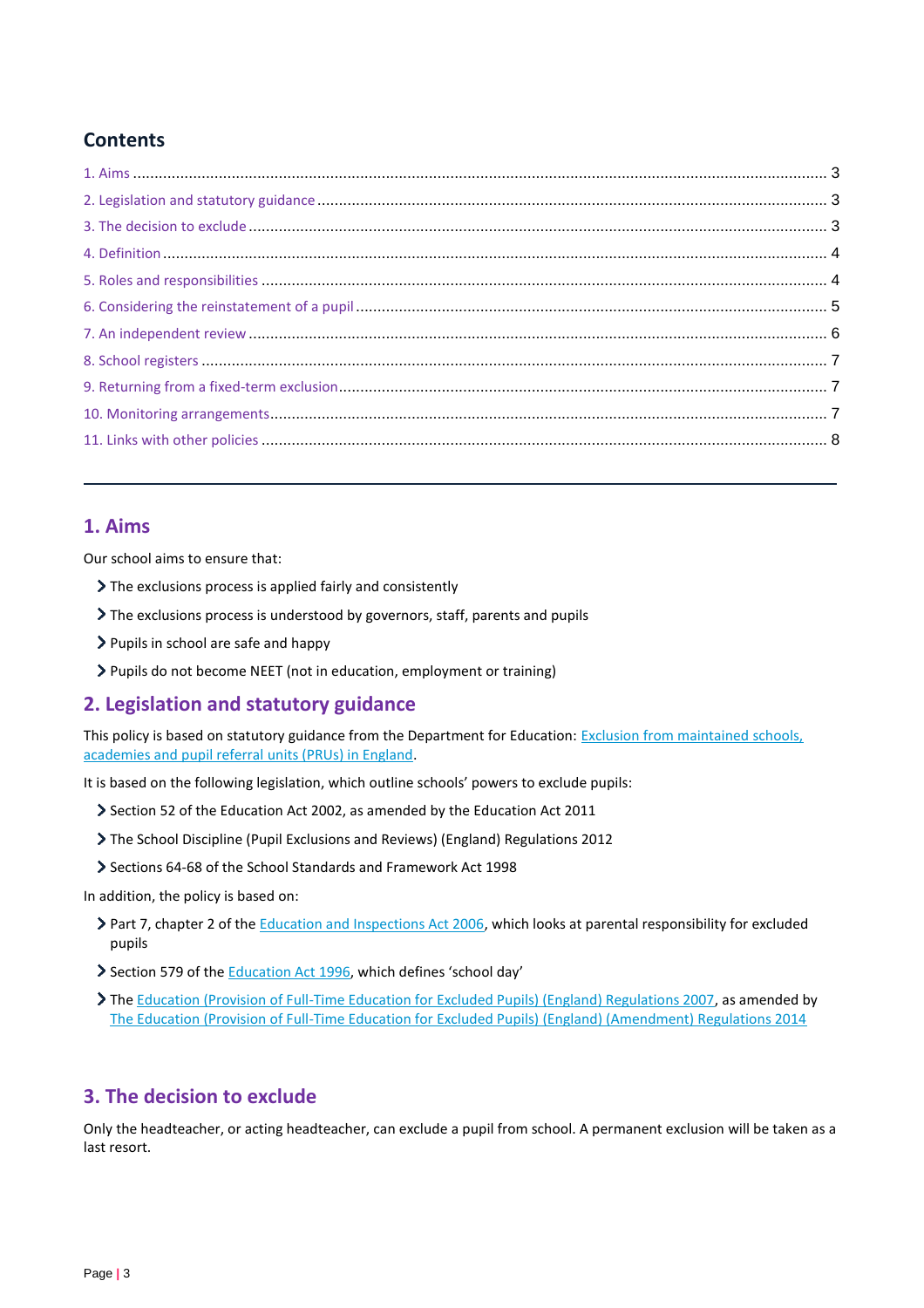## Contents

1. Aims ..... 3
2. Legislation and statutory guidance ..... 3
3. The decision to exclude ..... 3
4. Definition ..... 4
5. Roles and responsibilities ..... 4
6. Considering the reinstatement of a pupil ..... 5
7. An independent review ..... 6
8. School registers ..... 7
9. Returning from a fixed-term exclusion ..... 7
10. Monitoring arrangements ..... 7
11. Links with other policies ..... 8

---

## 1. Aims

Our school aims to ensure that:

- The exclusions process is applied fairly and consistently
- The exclusions process is understood by governors, staff, parents and pupils
- Pupils in school are safe and happy
- Pupils do not become NEET (not in education, employment or training)

## 2. Legislation and statutory guidance

This policy is based on statutory guidance from the Department for Education: Exclusion from maintained schools, academies and pupil referral units (PRUs) in England.

It is based on the following legislation, which outline schools' powers to exclude pupils:

- Section 52 of the Education Act 2002, as amended by the Education Act 2011
- The School Discipline (Pupil Exclusions and Reviews) (England) Regulations 2012
- Sections 64-68 of the School Standards and Framework Act 1998

In addition, the policy is based on:

- Part 7, chapter 2 of the Education and Inspections Act 2006, which looks at parental responsibility for excluded pupils
- Section 579 of the Education Act 1996, which defines 'school day'
- The Education (Provision of Full-Time Education for Excluded Pupils) (England) Regulations 2007, as amended by The Education (Provision of Full-Time Education for Excluded Pupils) (England) (Amendment) Regulations 2014

## 3. The decision to exclude

Only the headteacher, or acting headteacher, can exclude a pupil from school. A permanent exclusion will be taken as a last resort.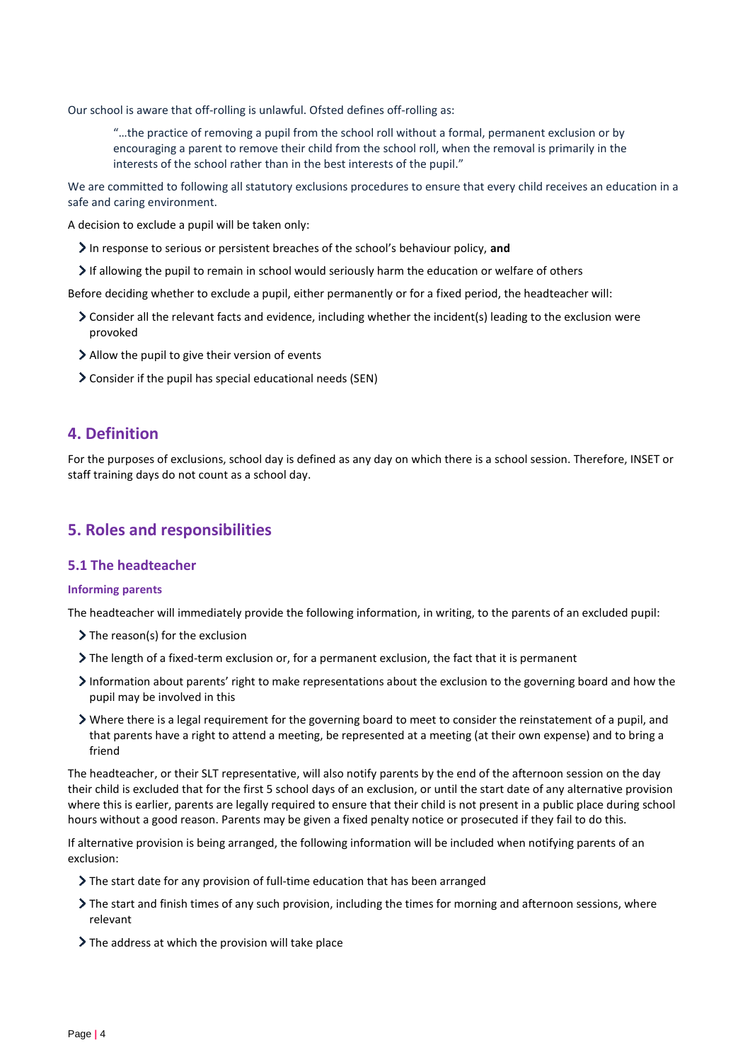Our school is aware that off-rolling is unlawful. Ofsted defines off-rolling as:

> "…the practice of removing a pupil from the school roll without a formal, permanent exclusion or by encouraging a parent to remove their child from the school roll, when the removal is primarily in the interests of the school rather than in the best interests of the pupil."

We are committed to following all statutory exclusions procedures to ensure that every child receives an education in a safe and caring environment.

A decision to exclude a pupil will be taken only:

- In response to serious or persistent breaches of the school's behaviour policy, **and**
- If allowing the pupil to remain in school would seriously harm the education or welfare of others

Before deciding whether to exclude a pupil, either permanently or for a fixed period, the headteacher will:

- Consider all the relevant facts and evidence, including whether the incident(s) leading to the exclusion were provoked
- Allow the pupil to give their version of events
- Consider if the pupil has special educational needs (SEN)

## 4. Definition

For the purposes of exclusions, school day is defined as any day on which there is a school session. Therefore, INSET or staff training days do not count as a school day.

## 5. Roles and responsibilities

### 5.1 The headteacher

#### Informing parents

The headteacher will immediately provide the following information, in writing, to the parents of an excluded pupil:

- The reason(s) for the exclusion
- The length of a fixed-term exclusion or, for a permanent exclusion, the fact that it is permanent
- Information about parents' right to make representations about the exclusion to the governing board and how the pupil may be involved in this
- Where there is a legal requirement for the governing board to meet to consider the reinstatement of a pupil, and that parents have a right to attend a meeting, be represented at a meeting (at their own expense) and to bring a friend

The headteacher, or their SLT representative, will also notify parents by the end of the afternoon session on the day their child is excluded that for the first 5 school days of an exclusion, or until the start date of any alternative provision where this is earlier, parents are legally required to ensure that their child is not present in a public place during school hours without a good reason. Parents may be given a fixed penalty notice or prosecuted if they fail to do this.

If alternative provision is being arranged, the following information will be included when notifying parents of an exclusion:

- The start date for any provision of full-time education that has been arranged
- The start and finish times of any such provision, including the times for morning and afternoon sessions, where relevant
- The address at which the provision will take place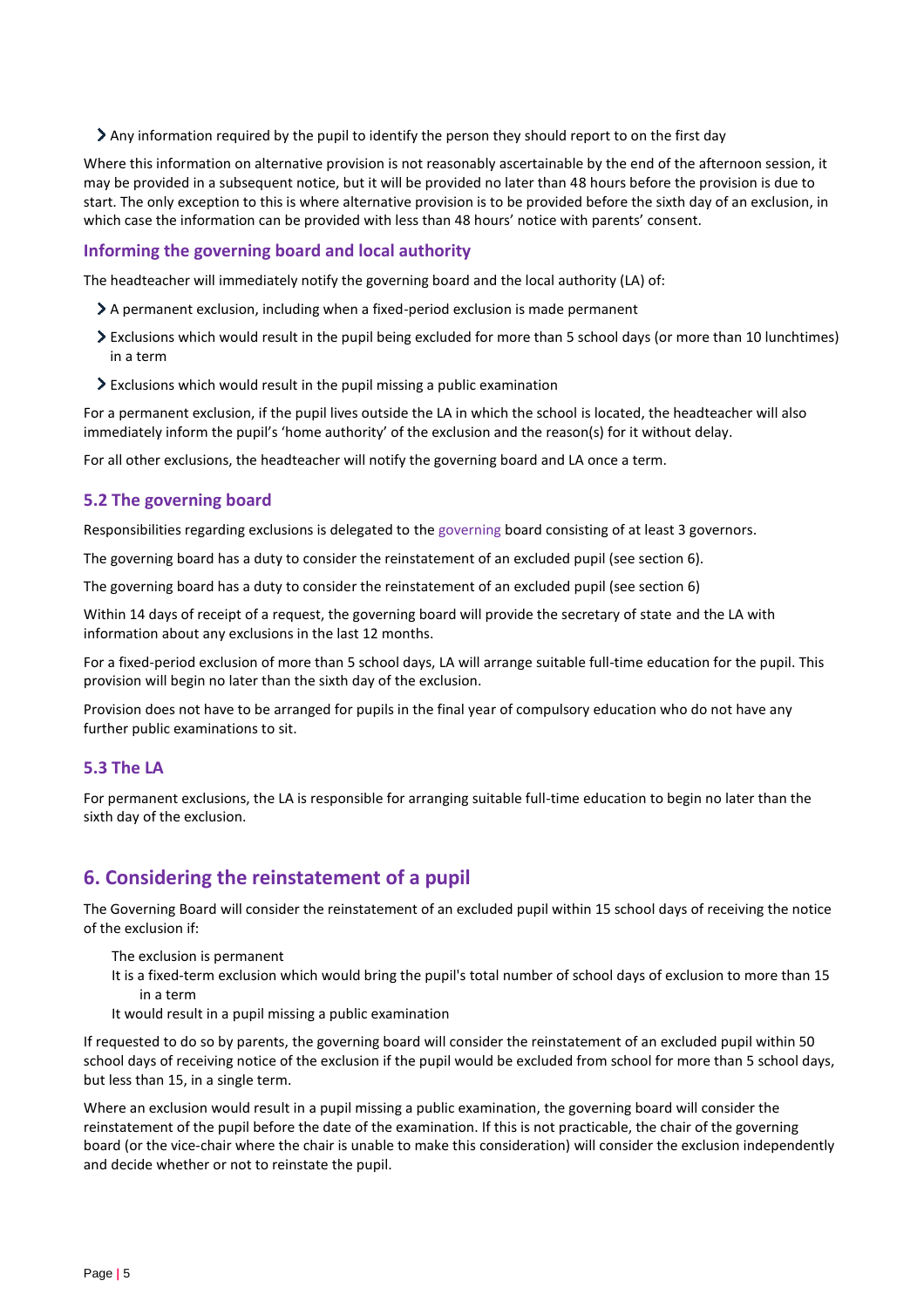- Any information required by the pupil to identify the person they should report to on the first day

Where this information on alternative provision is not reasonably ascertainable by the end of the afternoon session, it may be provided in a subsequent notice, but it will be provided no later than 48 hours before the provision is due to start. The only exception to this is where alternative provision is to be provided before the sixth day of an exclusion, in which case the information can be provided with less than 48 hours' notice with parents' consent.

### Informing the governing board and local authority

The headteacher will immediately notify the governing board and the local authority (LA) of:

- A permanent exclusion, including when a fixed-period exclusion is made permanent
- Exclusions which would result in the pupil being excluded for more than 5 school days (or more than 10 lunchtimes) in a term
- Exclusions which would result in the pupil missing a public examination

For a permanent exclusion, if the pupil lives outside the LA in which the school is located, the headteacher will also immediately inform the pupil's 'home authority' of the exclusion and the reason(s) for it without delay.

For all other exclusions, the headteacher will notify the governing board and LA once a term.

### 5.2 The governing board

Responsibilities regarding exclusions is delegated to the governing board consisting of at least 3 governors.

The governing board has a duty to consider the reinstatement of an excluded pupil (see section 6).

The governing board has a duty to consider the reinstatement of an excluded pupil (see section 6)

Within 14 days of receipt of a request, the governing board will provide the secretary of state and the LA with information about any exclusions in the last 12 months.

For a fixed-period exclusion of more than 5 school days, LA will arrange suitable full-time education for the pupil. This provision will begin no later than the sixth day of the exclusion.

Provision does not have to be arranged for pupils in the final year of compulsory education who do not have any further public examinations to sit.

### 5.3 The LA

For permanent exclusions, the LA is responsible for arranging suitable full-time education to begin no later than the sixth day of the exclusion.

## 6. Considering the reinstatement of a pupil

The Governing Board will consider the reinstatement of an excluded pupil within 15 school days of receiving the notice of the exclusion if:

- The exclusion is permanent
- It is a fixed-term exclusion which would bring the pupil's total number of school days of exclusion to more than 15 in a term
- It would result in a pupil missing a public examination

If requested to do so by parents, the governing board will consider the reinstatement of an excluded pupil within 50 school days of receiving notice of the exclusion if the pupil would be excluded from school for more than 5 school days, but less than 15, in a single term.

Where an exclusion would result in a pupil missing a public examination, the governing board will consider the reinstatement of the pupil before the date of the examination. If this is not practicable, the chair of the governing board (or the vice-chair where the chair is unable to make this consideration) will consider the exclusion independently and decide whether or not to reinstate the pupil.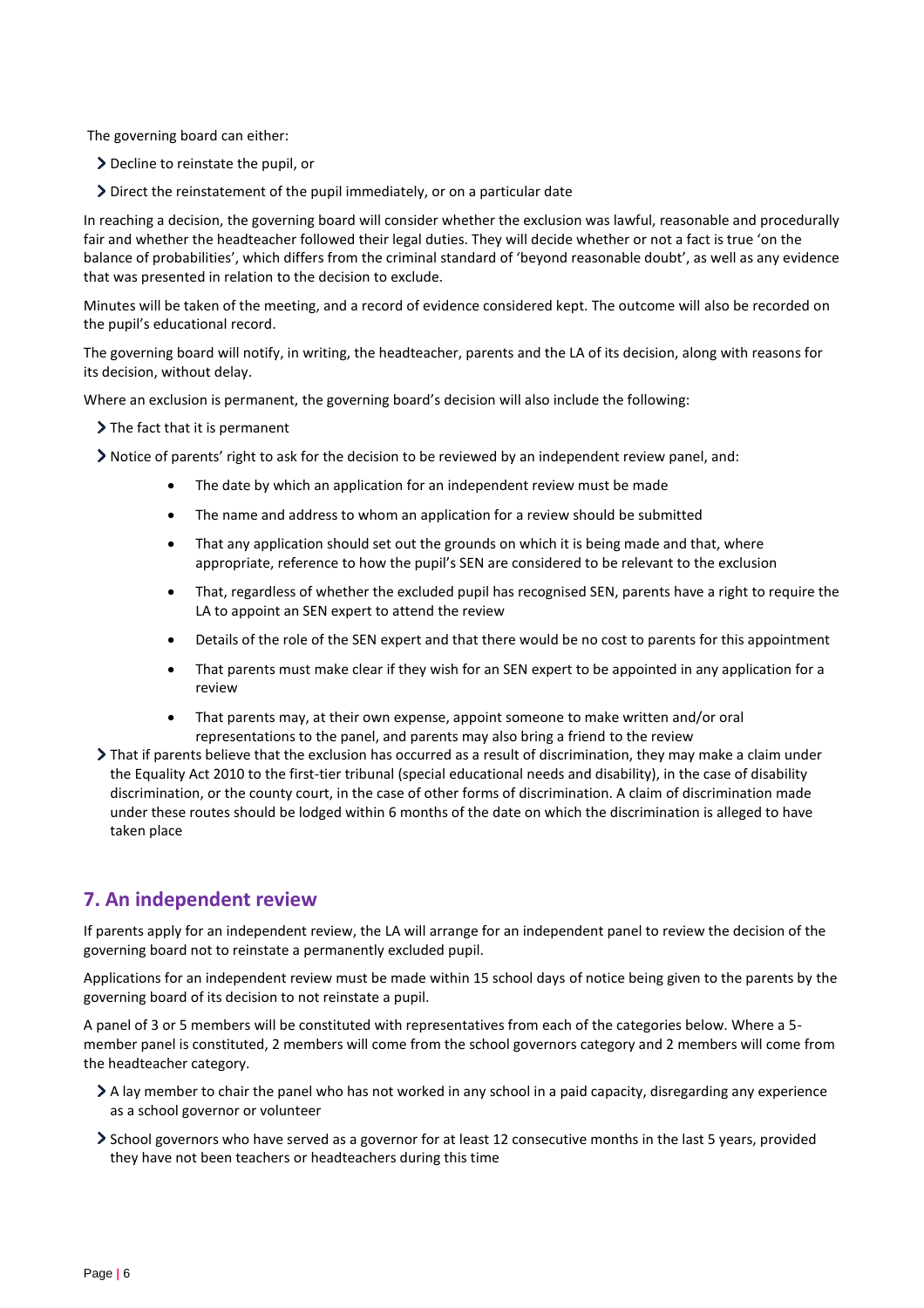The governing board can either:

- Decline to reinstate the pupil, or
- Direct the reinstatement of the pupil immediately, or on a particular date

In reaching a decision, the governing board will consider whether the exclusion was lawful, reasonable and procedurally fair and whether the headteacher followed their legal duties. They will decide whether or not a fact is true 'on the balance of probabilities', which differs from the criminal standard of 'beyond reasonable doubt', as well as any evidence that was presented in relation to the decision to exclude.

Minutes will be taken of the meeting, and a record of evidence considered kept. The outcome will also be recorded on the pupil's educational record.

The governing board will notify, in writing, the headteacher, parents and the LA of its decision, along with reasons for its decision, without delay.

Where an exclusion is permanent, the governing board's decision will also include the following:

- The fact that it is permanent
- Notice of parents' right to ask for the decision to be reviewed by an independent review panel, and:
    - The date by which an application for an independent review must be made
    - The name and address to whom an application for a review should be submitted
    - That any application should set out the grounds on which it is being made and that, where appropriate, reference to how the pupil's SEN are considered to be relevant to the exclusion
    - That, regardless of whether the excluded pupil has recognised SEN, parents have a right to require the LA to appoint an SEN expert to attend the review
    - Details of the role of the SEN expert and that there would be no cost to parents for this appointment
    - That parents must make clear if they wish for an SEN expert to be appointed in any application for a review
    - That parents may, at their own expense, appoint someone to make written and/or oral representations to the panel, and parents may also bring a friend to the review
- That if parents believe that the exclusion has occurred as a result of discrimination, they may make a claim under the Equality Act 2010 to the first-tier tribunal (special educational needs and disability), in the case of disability discrimination, or the county court, in the case of other forms of discrimination. A claim of discrimination made under these routes should be lodged within 6 months of the date on which the discrimination is alleged to have taken place

## 7. An independent review

If parents apply for an independent review, the LA will arrange for an independent panel to review the decision of the governing board not to reinstate a permanently excluded pupil.

Applications for an independent review must be made within 15 school days of notice being given to the parents by the governing board of its decision to not reinstate a pupil.

A panel of 3 or 5 members will be constituted with representatives from each of the categories below. Where a 5-member panel is constituted, 2 members will come from the school governors category and 2 members will come from the headteacher category.

- A lay member to chair the panel who has not worked in any school in a paid capacity, disregarding any experience as a school governor or volunteer
- School governors who have served as a governor for at least 12 consecutive months in the last 5 years, provided they have not been teachers or headteachers during this time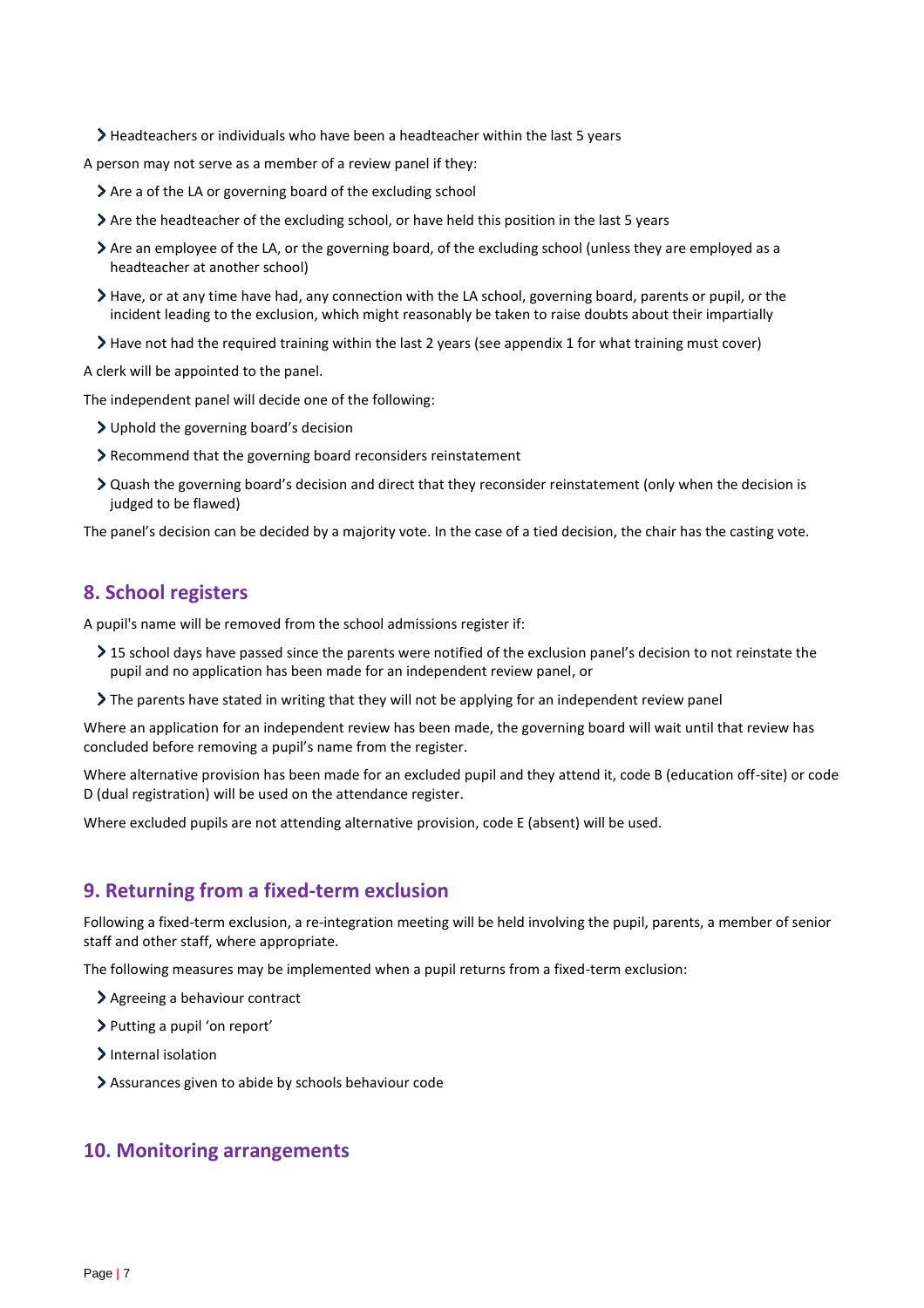- Headteachers or individuals who have been a headteacher within the last 5 years

A person may not serve as a member of a review panel if they:

- Are a of the LA or governing board of the excluding school
- Are the headteacher of the excluding school, or have held this position in the last 5 years
- Are an employee of the LA, or the governing board, of the excluding school (unless they are employed as a headteacher at another school)
- Have, or at any time have had, any connection with the LA school, governing board, parents or pupil, or the incident leading to the exclusion, which might reasonably be taken to raise doubts about their impartially
- Have not had the required training within the last 2 years (see appendix 1 for what training must cover)

A clerk will be appointed to the panel.

The independent panel will decide one of the following:

- Uphold the governing board's decision
- Recommend that the governing board reconsiders reinstatement
- Quash the governing board's decision and direct that they reconsider reinstatement (only when the decision is judged to be flawed)

The panel's decision can be decided by a majority vote. In the case of a tied decision, the chair has the casting vote.

## 8. School registers

A pupil's name will be removed from the school admissions register if:

- 15 school days have passed since the parents were notified of the exclusion panel's decision to not reinstate the pupil and no application has been made for an independent review panel, or
- The parents have stated in writing that they will not be applying for an independent review panel

Where an application for an independent review has been made, the governing board will wait until that review has concluded before removing a pupil's name from the register.

Where alternative provision has been made for an excluded pupil and they attend it, code B (education off-site) or code D (dual registration) will be used on the attendance register.

Where excluded pupils are not attending alternative provision, code E (absent) will be used.

## 9. Returning from a fixed-term exclusion

Following a fixed-term exclusion, a re-integration meeting will be held involving the pupil, parents, a member of senior staff and other staff, where appropriate.

The following measures may be implemented when a pupil returns from a fixed-term exclusion:

- Agreeing a behaviour contract
- Putting a pupil 'on report'
- Internal isolation
- Assurances given to abide by schools behaviour code

## 10. Monitoring arrangements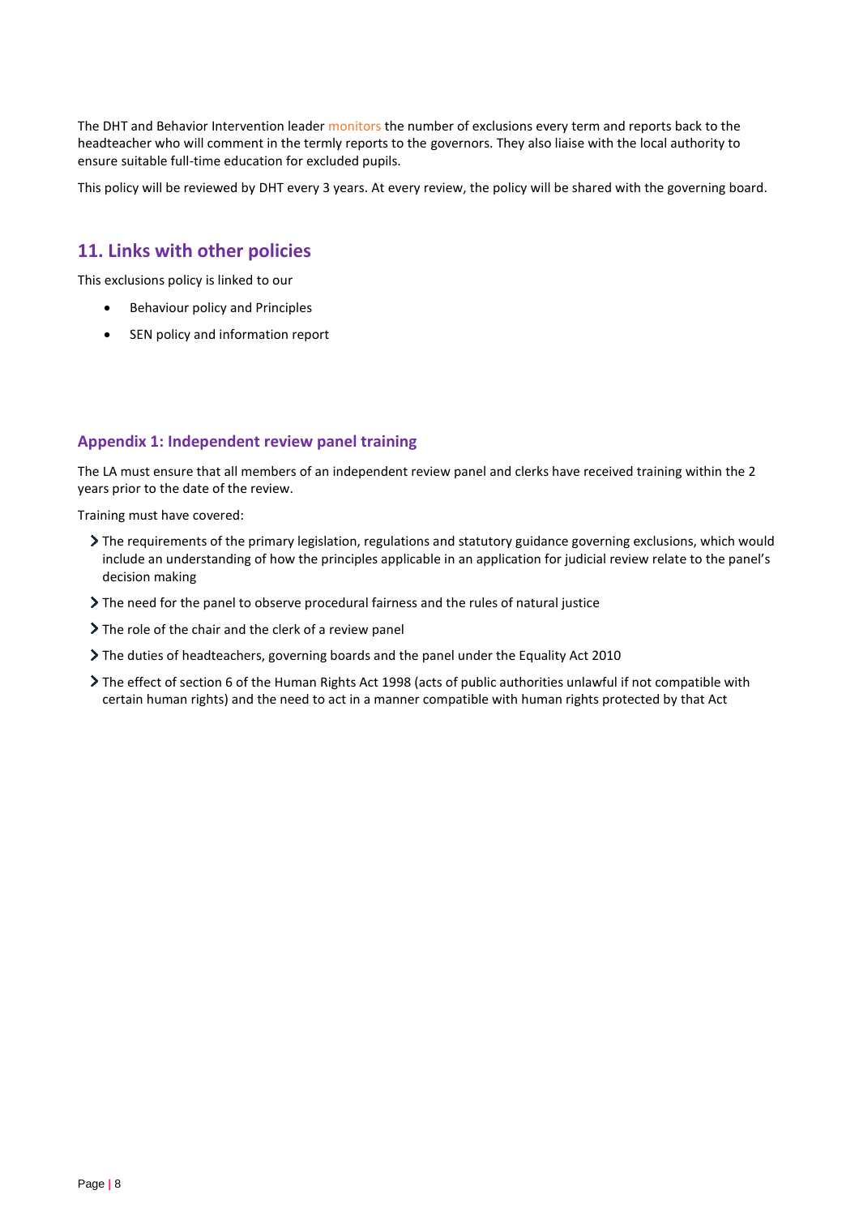The DHT and Behavior Intervention leader monitors the number of exclusions every term and reports back to the headteacher who will comment in the termly reports to the governors. They also liaise with the local authority to ensure suitable full-time education for excluded pupils.

This policy will be reviewed by DHT every 3 years. At every review, the policy will be shared with the governing board.

## 11. Links with other policies

This exclusions policy is linked to our

- Behaviour policy and Principles
- SEN policy and information report

### Appendix 1: Independent review panel training

The LA must ensure that all members of an independent review panel and clerks have received training within the 2 years prior to the date of the review.

Training must have covered:

- The requirements of the primary legislation, regulations and statutory guidance governing exclusions, which would include an understanding of how the principles applicable in an application for judicial review relate to the panel's decision making
- The need for the panel to observe procedural fairness and the rules of natural justice
- The role of the chair and the clerk of a review panel
- The duties of headteachers, governing boards and the panel under the Equality Act 2010
- The effect of section 6 of the Human Rights Act 1998 (acts of public authorities unlawful if not compatible with certain human rights) and the need to act in a manner compatible with human rights protected by that Act